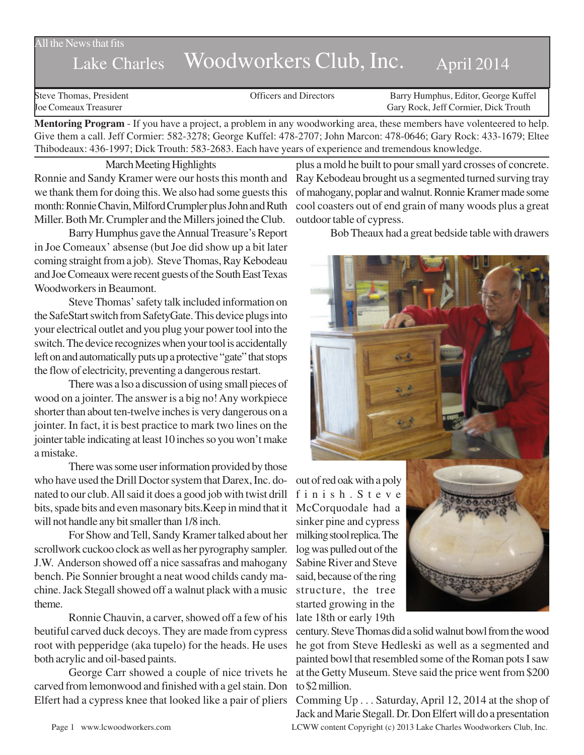All the News that fits

# Lake Charles Woodworkers Club, Inc. April 2014

Steve Thomas, President
Joe Comeaux Treasurer

Officers and Directors

Barry Humphus, Editor, George Kuffel
Gary Rock, Jeff Cormier, Dick Trouth

**Mentoring Program** - If you have a project, a problem in any woodworking area, these members have volenteered to help. Give them a call. Jeff Cormier: 582-3278; George Kuffel: 478-2707; John Marcon: 478-0646; Gary Rock: 433-1679; Eltee Thibodeaux: 436-1997; Dick Trouth: 583-2683. Each have years of experience and tremendous knowledge.

## March Meeting Highlights

Ronnie and Sandy Kramer were our hosts this month and we thank them for doing this. We also had some guests this month: Ronnie Chavin, Milford Crumpler plus John and Ruth Miller. Both Mr. Crumpler and the Millers joined the Club.

Barry Humphus gave the Annual Treasure's Report in Joe Comeaux' absense (but Joe did show up a bit later coming straight from a job). Steve Thomas, Ray Kebodeau and Joe Comeaux were recent guests of the South East Texas Woodworkers in Beaumont.

Steve Thomas' safety talk included information on the SafeStart switch from SafetyGate. This device plugs into your electrical outlet and you plug your power tool into the switch. The device recognizes when your tool is accidentally left on and automatically puts up a protective "gate" that stops the flow of electricity, preventing a dangerous restart.

There was a lso a discussion of using small pieces of wood on a jointer. The answer is a big no! Any workpiece shorter than about ten-twelve inches is very dangerous on a jointer. In fact, it is best practice to mark two lines on the jointer table indicating at least 10 inches so you won't make a mistake.

There was some user information provided by those who have used the Drill Doctor system that Darex, Inc. donated to our club. All said it does a good job with twist drill bits, spade bits and even masonary bits.Keep in mind that it will not handle any bit smaller than 1/8 inch.

For Show and Tell, Sandy Kramer talked about her scrollwork cuckoo clock as well as her pyrography sampler. J.W. Anderson showed off a nice sassafras and mahogany bench. Pie Sonnier brought a neat wood childs candy machine. Jack Stegall showed off a walnut plack with a music theme.

Ronnie Chauvin, a carver, showed off a few of his beutiful carved duck decoys. They are made from cypress root with pepperidge (aka tupelo) for the heads. He uses both acrylic and oil-based paints.

George Carr showed a couple of nice trivets he carved from lemonwood and finished with a gel stain. Don Elfert had a cypress knee that looked like a pair of pliers plus a mold he built to pour small yard crosses of concrete. Ray Kebodeau brought us a segmented turned surving tray of mahogany, poplar and walnut. Ronnie Kramer made some cool coasters out of end grain of many woods plus a great outdoor table of cypress.

Bob Theaux had a great bedside table with drawers out of red oak with a poly finish. Steve McCorquodale had a sinker pine and cypress milking stool replica. The log was pulled out of the Sabine River and Steve said, because of the ring structure, the tree started growing in the late 18th or early 19th century. Steve Thomas did a solid walnut bowl from the wood he got from Steve Hedleski as well as a segmented and painted bowl that resembled some of the Roman pots I saw at the Getty Museum. Steve said the price went from $200 to $2 million.

Comming Up . . . Saturday, April 12, 2014 at the shop of Jack and Marie Stegall. Dr. Don Elfert will do a presentation

www.lcwoodworkers.com LCWW content Copyright (c) 2013 Lake Charles Woodworkers Club, Inc.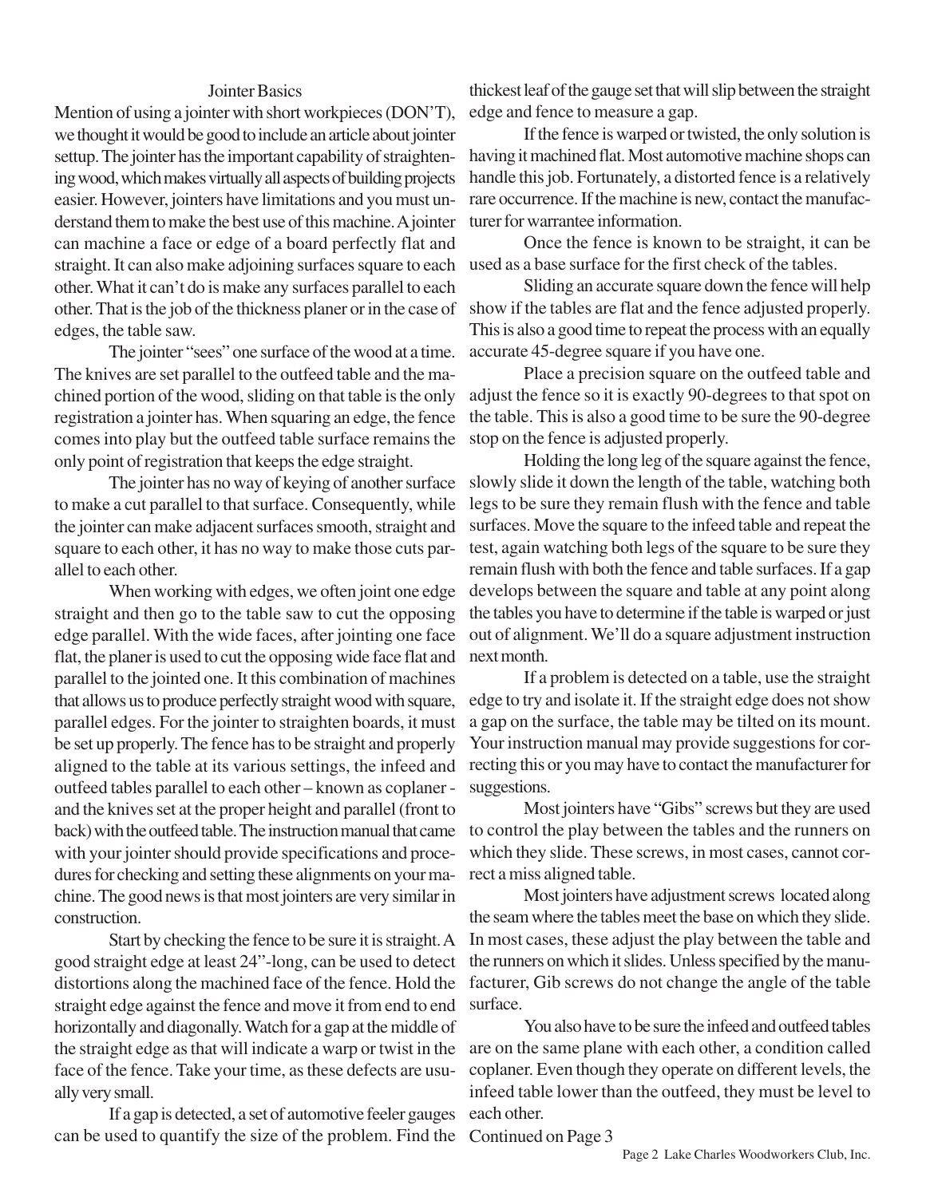## Jointer Basics

Mention of using a jointer with short workpieces (DON'T), we thought it would be good to include an article about jointer settup. The jointer has the important capability of straightening wood, which makes virtually all aspects of building projects easier. However, jointers have limitations and you must understand them to make the best use of this machine. A jointer can machine a face or edge of a board perfectly flat and straight. It can also make adjoining surfaces square to each other. What it can't do is make any surfaces parallel to each other. That is the job of the thickness planer or in the case of edges, the table saw.

The jointer "sees" one surface of the wood at a time. The knives are set parallel to the outfeed table and the machined portion of the wood, sliding on that table is the only registration a jointer has. When squaring an edge, the fence comes into play but the outfeed table surface remains the only point of registration that keeps the edge straight.

The jointer has no way of keying of another surface to make a cut parallel to that surface. Consequently, while the jointer can make adjacent surfaces smooth, straight and square to each other, it has no way to make those cuts parallel to each other.

When working with edges, we often joint one edge straight and then go to the table saw to cut the opposing edge parallel. With the wide faces, after jointing one face flat, the planer is used to cut the opposing wide face flat and parallel to the jointed one. It this combination of machines that allows us to produce perfectly straight wood with square, parallel edges. For the jointer to straighten boards, it must be set up properly. The fence has to be straight and properly aligned to the table at its various settings, the infeed and outfeed tables parallel to each other – known as coplaner - and the knives set at the proper height and parallel (front to back) with the outfeed table. The instruction manual that came with your jointer should provide specifications and procedures for checking and setting these alignments on your machine. The good news is that most jointers are very similar in construction.

Start by checking the fence to be sure it is straight. A good straight edge at least 24"-long, can be used to detect distortions along the machined face of the fence. Hold the straight edge against the fence and move it from end to end horizontally and diagonally. Watch for a gap at the middle of the straight edge as that will indicate a warp or twist in the face of the fence. Take your time, as these defects are usually very small.

If a gap is detected, a set of automotive feeler gauges can be used to quantify the size of the problem. Find the thickest leaf of the gauge set that will slip between the straight edge and fence to measure a gap.

If the fence is warped or twisted, the only solution is having it machined flat. Most automotive machine shops can handle this job. Fortunately, a distorted fence is a relatively rare occurrence. If the machine is new, contact the manufacturer for warrantee information.

Once the fence is known to be straight, it can be used as a base surface for the first check of the tables.

Sliding an accurate square down the fence will help show if the tables are flat and the fence adjusted properly. This is also a good time to repeat the process with an equally accurate 45-degree square if you have one.

Place a precision square on the outfeed table and adjust the fence so it is exactly 90-degrees to that spot on the table. This is also a good time to be sure the 90-degree stop on the fence is adjusted properly.

Holding the long leg of the square against the fence, slowly slide it down the length of the table, watching both legs to be sure they remain flush with the fence and table surfaces. Move the square to the infeed table and repeat the test, again watching both legs of the square to be sure they remain flush with both the fence and table surfaces. If a gap develops between the square and table at any point along the tables you have to determine if the table is warped or just out of alignment. We'll do a square adjustment instruction next month.

If a problem is detected on a table, use the straight edge to try and isolate it. If the straight edge does not show a gap on the surface, the table may be tilted on its mount. Your instruction manual may provide suggestions for correcting this or you may have to contact the manufacturer for suggestions.

Most jointers have "Gibs" screws but they are used to control the play between the tables and the runners on which they slide. These screws, in most cases, cannot correct a miss aligned table.

Most jointers have adjustment screws located along the seam where the tables meet the base on which they slide. In most cases, these adjust the play between the table and the runners on which it slides. Unless specified by the manufacturer, Gib screws do not change the angle of the table surface.

You also have to be sure the infeed and outfeed tables are on the same plane with each other, a condition called coplaner. Even though they operate on different levels, the infeed table lower than the outfeed, they must be level to each other.

Continued on Page 3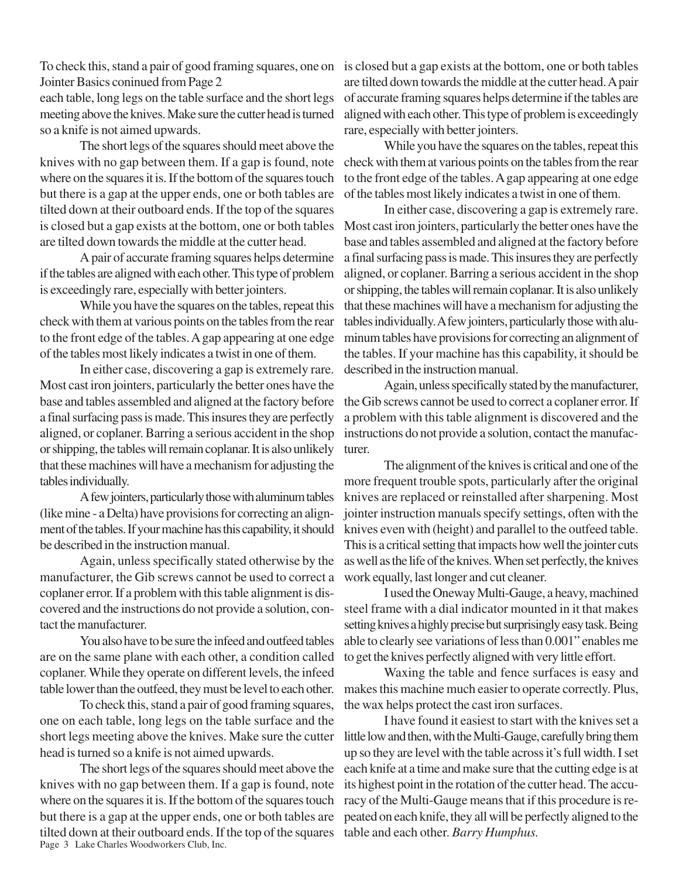To check this, stand a pair of good framing squares, one on Jointer Basics coninued from Page 2

each table, long legs on the table surface and the short legs meeting above the knives. Make sure the cutter head is turned so a knife is not aimed upwards.

The short legs of the squares should meet above the knives with no gap between them. If a gap is found, note where on the squares it is. If the bottom of the squares touch but there is a gap at the upper ends, one or both tables are tilted down at their outboard ends. If the top of the squares is closed but a gap exists at the bottom, one or both tables are tilted down towards the middle at the cutter head.

A pair of accurate framing squares helps determine if the tables are aligned with each other. This type of problem is exceedingly rare, especially with better jointers.

While you have the squares on the tables, repeat this check with them at various points on the tables from the rear to the front edge of the tables. A gap appearing at one edge of the tables most likely indicates a twist in one of them.

In either case, discovering a gap is extremely rare. Most cast iron jointers, particularly the better ones have the base and tables assembled and aligned at the factory before a final surfacing pass is made. This insures they are perfectly aligned, or coplaner. Barring a serious accident in the shop or shipping, the tables will remain coplanar. It is also unlikely that these machines will have a mechanism for adjusting the tables individually.

A few jointers, particularly those with aluminum tables (like mine - a Delta) have provisions for correcting an alignment of the tables. If your machine has this capability, it should be described in the instruction manual.

Again, unless specifically stated otherwise by the manufacturer, the Gib screws cannot be used to correct a coplaner error. If a problem with this table alignment is discovered and the instructions do not provide a solution, contact the manufacturer.

You also have to be sure the infeed and outfeed tables are on the same plane with each other, a condition called coplaner. While they operate on different levels, the infeed table lower than the outfeed, they must be level to each other.

To check this, stand a pair of good framing squares, one on each table, long legs on the table surface and the short legs meeting above the knives. Make sure the cutter head is turned so a knife is not aimed upwards.

The short legs of the squares should meet above the knives with no gap between them. If a gap is found, note where on the squares it is. If the bottom of the squares touch but there is a gap at the upper ends, one or both tables are tilted down at their outboard ends. If the top of the squares is closed but a gap exists at the bottom, one or both tables are tilted down towards the middle at the cutter head. A pair of accurate framing squares helps determine if the tables are aligned with each other. This type of problem is exceedingly rare, especially with better jointers.

While you have the squares on the tables, repeat this check with them at various points on the tables from the rear to the front edge of the tables. A gap appearing at one edge of the tables most likely indicates a twist in one of them.

In either case, discovering a gap is extremely rare. Most cast iron jointers, particularly the better ones have the base and tables assembled and aligned at the factory before a final surfacing pass is made. This insures they are perfectly aligned, or coplaner. Barring a serious accident in the shop or shipping, the tables will remain coplanar. It is also unlikely that these machines will have a mechanism for adjusting the tables individually. A few jointers, particularly those with aluminum tables have provisions for correcting an alignment of the tables. If your machine has this capability, it should be described in the instruction manual.

Again, unless specifically stated by the manufacturer, the Gib screws cannot be used to correct a coplaner error. If a problem with this table alignment is discovered and the instructions do not provide a solution, contact the manufacturer.

The alignment of the knives is critical and one of the more frequent trouble spots, particularly after the original knives are replaced or reinstalled after sharpening. Most jointer instruction manuals specify settings, often with the knives even with (height) and parallel to the outfeed table. This is a critical setting that impacts how well the jointer cuts as well as the life of the knives. When set perfectly, the knives work equally, last longer and cut cleaner.

I used the Oneway Multi-Gauge, a heavy, machined steel frame with a dial indicator mounted in it that makes setting knives a highly precise but surprisingly easy task. Being able to clearly see variations of less than 0.001" enables me to get the knives perfectly aligned with very little effort.

Waxing the table and fence surfaces is easy and makes this machine much easier to operate correctly. Plus, the wax helps protect the cast iron surfaces.

I have found it easiest to start with the knives set a little low and then, with the Multi-Gauge, carefully bring them up so they are level with the table across it's full width. I set each knife at a time and make sure that the cutting edge is at its highest point in the rotation of the cutter head. The accuracy of the Multi-Gauge means that if this procedure is repeated on each knife, they all will be perfectly aligned to the table and each other. *Barry Humphus.*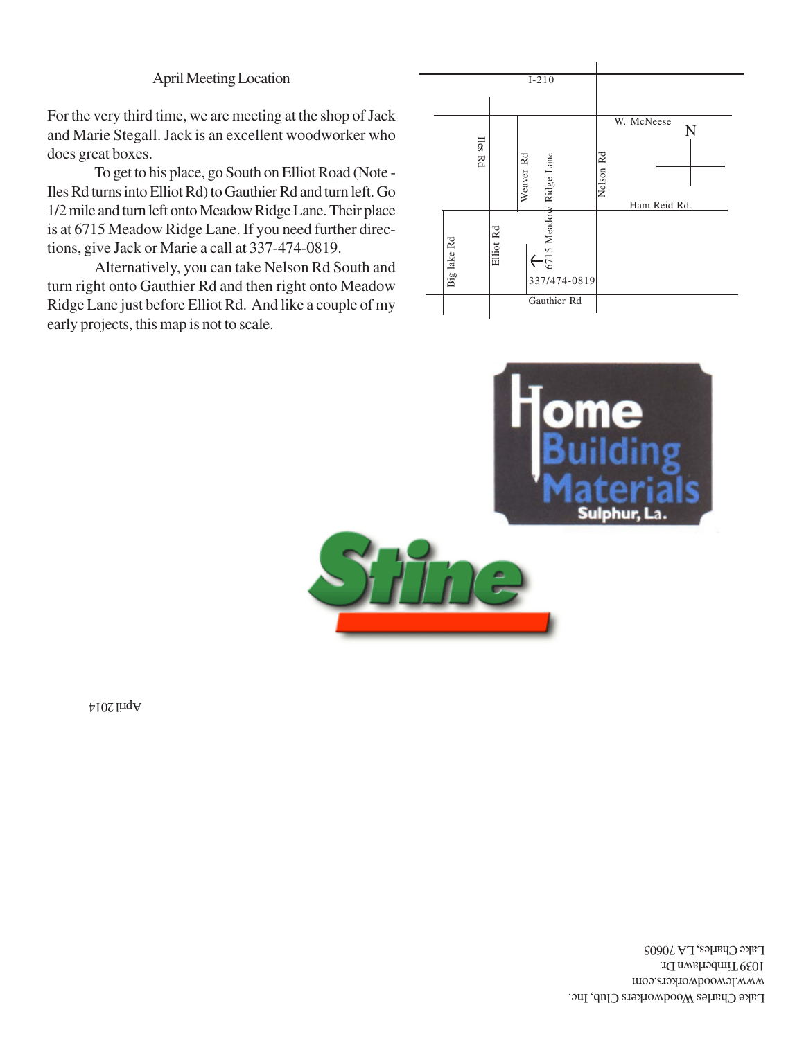## April Meeting Location

For the very third time, we are meeting at the shop of Jack and Marie Stegall. Jack is an excellent woodworker who does great boxes.

To get to his place, go South on Elliot Road (Note - Iles Rd turns into Elliot Rd) to Gauthier Rd and turn left. Go 1/2 mile and turn left onto Meadow Ridge Lane. Their place is at 6715 Meadow Ridge Lane. If you need further directions, give Jack or Marie a call at 337-474-0819.

Alternatively, you can take Nelson Rd South and turn right onto Gauthier Rd and then right onto Meadow Ridge Lane just before Elliot Rd. And like a couple of my early projects, this map is not to scale.

I-210
W. McNeese
N
Iles Rd
Weaver Rd
Ridge Lane
Nelson Rd
Ham Reid Rd.
Big lake Rd
Elliot Rd
6715 Meadow
337/474-0819
Gauthier Rd

Home Building Materials
Sulphur, La.

Stine

April 2014

Lake Charles Woodworkers Club, Inc.
www.lcwoodworkers.com
1039 Timberlawn Dr.
Lake Charles, LA 70605